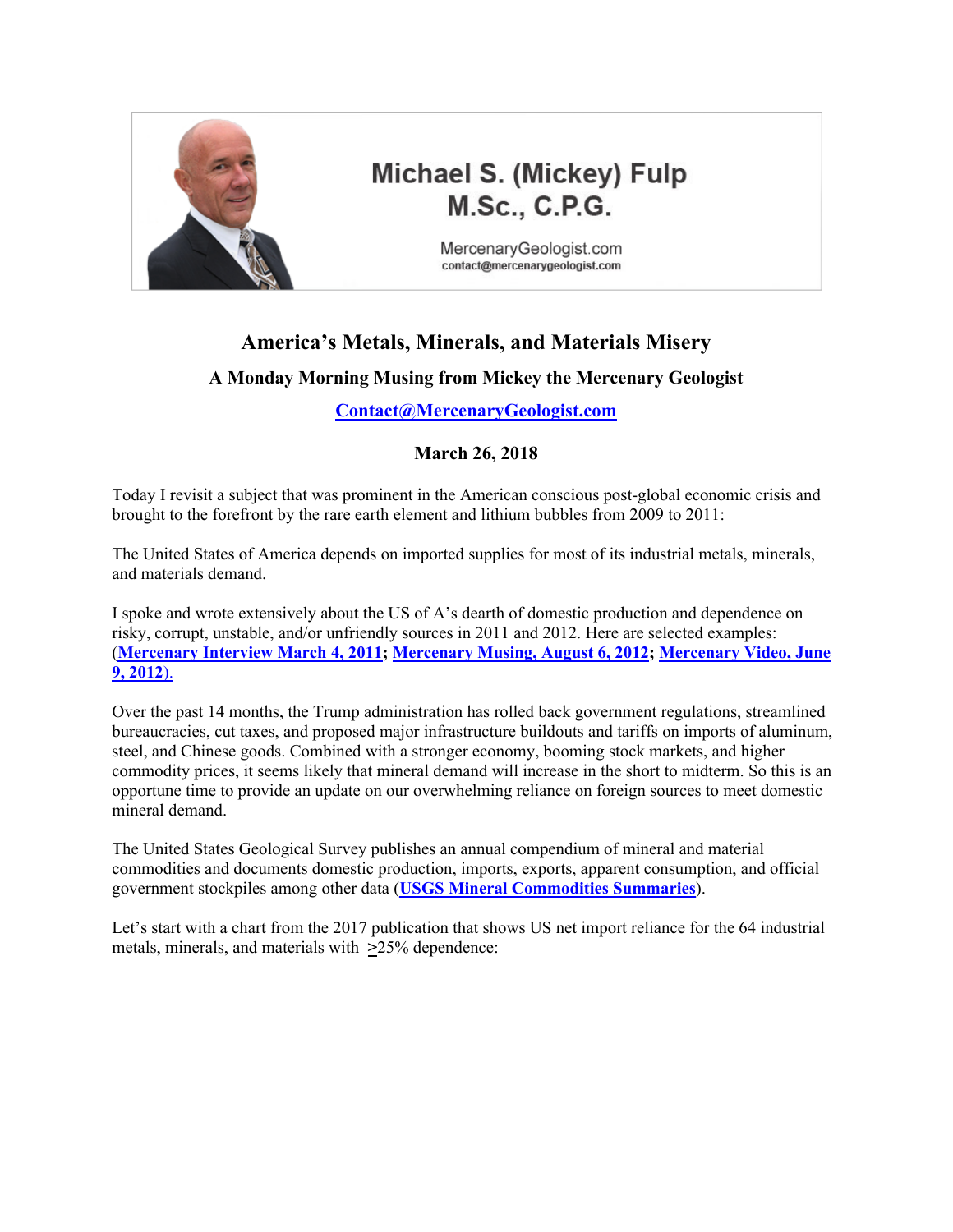Michael S. (Mickey) Fulp
M.Sc., C.P.G.

MercenaryGeologist.com
contact@mercenarygeologist.com

# America's Metals, Minerals, and Materials Misery

### A Monday Morning Musing from Mickey the Mercenary Geologist

**Contact@MercenaryGeologist.com**

**March 26, 2018**

Today I revisit a subject that was prominent in the American conscious post-global economic crisis and brought to the forefront by the rare earth element and lithium bubbles from 2009 to 2011:

The United States of America depends on imported supplies for most of its industrial metals, minerals, and materials demand.

I spoke and wrote extensively about the US of A's dearth of domestic production and dependence on risky, corrupt, unstable, and/or unfriendly sources in 2011 and 2012. Here are selected examples: (**Mercenary Interview March 4, 2011**; **Mercenary Musing, August 6, 2012**; **Mercenary Video, June 9, 2012**).

Over the past 14 months, the Trump administration has rolled back government regulations, streamlined bureaucracies, cut taxes, and proposed major infrastructure buildouts and tariffs on imports of aluminum, steel, and Chinese goods. Combined with a stronger economy, booming stock markets, and higher commodity prices, it seems likely that mineral demand will increase in the short to midterm. So this is an opportune time to provide an update on our overwhelming reliance on foreign sources to meet domestic mineral demand.

The United States Geological Survey publishes an annual compendium of mineral and material commodities and documents domestic production, imports, exports, apparent consumption, and official government stockpiles among other data (**USGS Mineral Commodities Summaries**).

Let's start with a chart from the 2017 publication that shows US net import reliance for the 64 industrial metals, minerals, and materials with ≥25% dependence: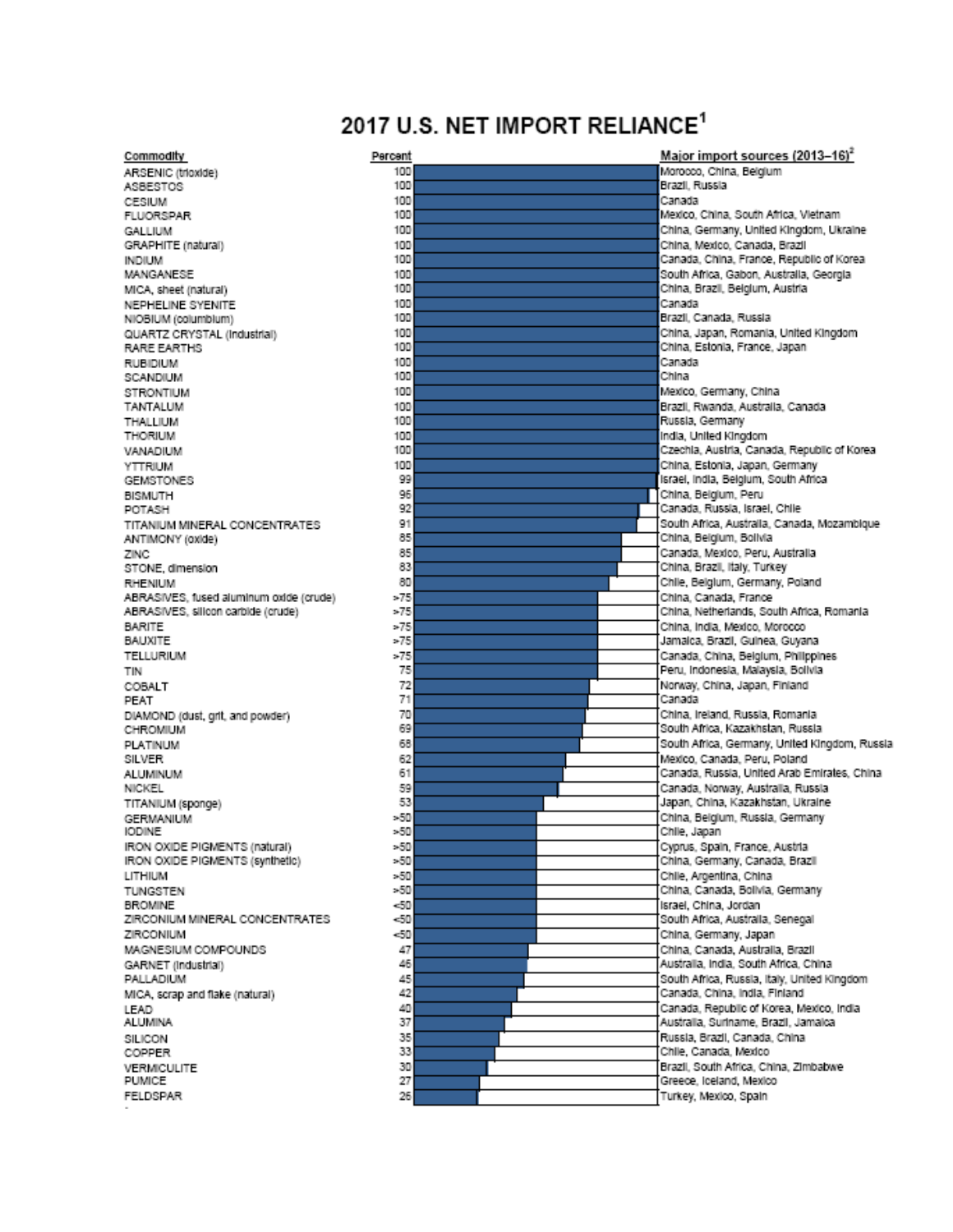# 2017 U.S. NET IMPORT RELIANCE[1]

| Commodity | Percent | Major import sources (2013–16)[2] |
|---|---|---|
| ARSENIC (trioxide) | 100 | Morocco, China, Belgium |
| ASBESTOS | 100 | Brazil, Russia |
| CESIUM | 100 | Canada |
| FLUORSPAR | 100 | Mexico, China, South Africa, Vietnam |
| GALLIUM | 100 | China, Germany, United Kingdom, Ukraine |
| GRAPHITE (natural) | 100 | China, Mexico, Canada, Brazil |
| INDIUM | 100 | Canada, China, France, Republic of Korea |
| MANGANESE | 100 | South Africa, Gabon, Australia, Georgia |
| MICA, sheet (natural) | 100 | China, Brazil, Belgium, Austria |
| NEPHELINE SYENITE | 100 | Canada |
| NIOBIUM (columbium) | 100 | Brazil, Canada, Russia |
| QUARTZ CRYSTAL (industrial) | 100 | China, Japan, Romania, United Kingdom |
| RARE EARTHS | 100 | China, Estonia, France, Japan |
| RUBIDIUM | 100 | Canada |
| SCANDIUM | 100 | China |
| STRONTIUM | 100 | Mexico, Germany, China |
| TANTALUM | 100 | Brazil, Rwanda, Australia, Canada |
| THALLIUM | 100 | Russia, Germany |
| THORIUM | 100 | India, United Kingdom |
| VANADIUM | 100 | Czechia, Austria, Canada, Republic of Korea |
| YTTRIUM | 100 | China, Estonia, Japan, Germany |
| GEMSTONES | 99 | Israel, India, Belgium, South Africa |
| BISMUTH | 96 | China, Belgium, Peru |
| POTASH | 92 | Canada, Russia, Israel, Chile |
| TITANIUM MINERAL CONCENTRATES | 91 | South Africa, Australia, Canada, Mozambique |
| ANTIMONY (oxide) | 85 | China, Belgium, Bolivia |
| ZINC | 85 | Canada, Mexico, Peru, Australia |
| STONE, dimension | 83 | China, Brazil, Italy, Turkey |
| RHENIUM | 80 | Chile, Belgium, Germany, Poland |
| ABRASIVES, fused aluminum oxide (crude) | >75 | China, Canada, France |
| ABRASIVES, silicon carbide (crude) | >75 | China, Netherlands, South Africa, Romania |
| BARITE | >75 | China, India, Mexico, Morocco |
| BAUXITE | >75 | Jamaica, Brazil, Guinea, Guyana |
| TELLURIUM | >75 | Canada, China, Belgium, Philippines |
| TIN | 75 | Peru, Indonesia, Malaysia, Bolivia |
| COBALT | 72 | Norway, China, Japan, Finland |
| PEAT | 71 | Canada |
| DIAMOND (dust, grit, and powder) | 70 | China, Ireland, Russia, Romania |
| CHROMIUM | 69 | South Africa, Kazakhstan, Russia |
| PLATINUM | 68 | South Africa, Germany, United Kingdom, Russia |
| SILVER | 62 | Mexico, Canada, Peru, Poland |
| ALUMINUM | 61 | Canada, Russia, United Arab Emirates, China |
| NICKEL | 59 | Canada, Norway, Australia, Russia |
| TITANIUM (sponge) | 53 | Japan, China, Kazakhstan, Ukraine |
| GERMANIUM | >50 | China, Belgium, Russia, Germany |
| IODINE | >50 | Chile, Japan |
| IRON OXIDE PIGMENTS (natural) | >50 | Cyprus, Spain, France, Austria |
| IRON OXIDE PIGMENTS (synthetic) | >50 | China, Germany, Canada, Brazil |
| LITHIUM | >50 | Chile, Argentina, China |
| TUNGSTEN | >50 | China, Canada, Bolivia, Germany |
| BROMINE | <50 | Israel, China, Jordan |
| ZIRCONIUM MINERAL CONCENTRATES | <50 | South Africa, Australia, Senegal |
| ZIRCONIUM | <50 | China, Germany, Japan |
| MAGNESIUM COMPOUNDS | 47 | China, Canada, Australia, Brazil |
| GARNET (industrial) | 46 | Australia, India, South Africa, China |
| PALLADIUM | 45 | South Africa, Russia, Italy, United Kingdom |
| MICA, scrap and flake (natural) | 42 | Canada, China, India, Finland |
| LEAD | 40 | Canada, Republic of Korea, Mexico, India |
| ALUMINA | 37 | Australia, Suriname, Brazil, Jamaica |
| SILICON | 35 | Russia, Brazil, Canada, China |
| COPPER | 33 | Chile, Canada, Mexico |
| VERMICULITE | 30 | Brazil, South Africa, China, Zimbabwe |
| PUMICE | 27 | Greece, Iceland, Mexico |
| FELDSPAR | 26 | Turkey, Mexico, Spain |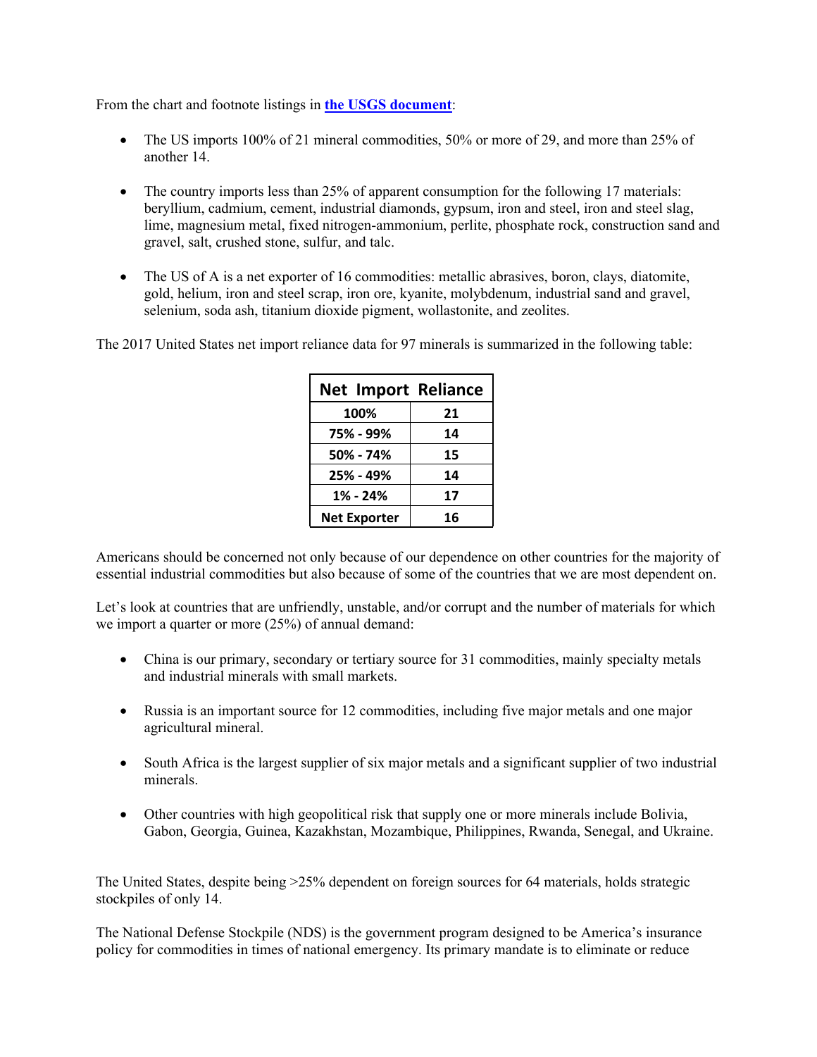From the chart and footnote listings in **the USGS document**:

- The US imports 100% of 21 mineral commodities, 50% or more of 29, and more than 25% of another 14.

- The country imports less than 25% of apparent consumption for the following 17 materials: beryllium, cadmium, cement, industrial diamonds, gypsum, iron and steel, iron and steel slag, lime, magnesium metal, fixed nitrogen-ammonium, perlite, phosphate rock, construction sand and gravel, salt, crushed stone, sulfur, and talc.

- The US of A is a net exporter of 16 commodities: metallic abrasives, boron, clays, diatomite, gold, helium, iron and steel scrap, iron ore, kyanite, molybdenum, industrial sand and gravel, selenium, soda ash, titanium dioxide pigment, wollastonite, and zeolites.

The 2017 United States net import reliance data for 97 minerals is summarized in the following table:

| Net Import Reliance | |
|---|---|
| 100% | 21 |
| 75% - 99% | 14 |
| 50% - 74% | 15 |
| 25% - 49% | 14 |
| 1% - 24% | 17 |
| Net Exporter | 16 |

Americans should be concerned not only because of our dependence on other countries for the majority of essential industrial commodities but also because of some of the countries that we are most dependent on.

Let's look at countries that are unfriendly, unstable, and/or corrupt and the number of materials for which we import a quarter or more (25%) of annual demand:

- China is our primary, secondary or tertiary source for 31 commodities, mainly specialty metals and industrial minerals with small markets.

- Russia is an important source for 12 commodities, including five major metals and one major agricultural mineral.

- South Africa is the largest supplier of six major metals and a significant supplier of two industrial minerals.

- Other countries with high geopolitical risk that supply one or more minerals include Bolivia, Gabon, Georgia, Guinea, Kazakhstan, Mozambique, Philippines, Rwanda, Senegal, and Ukraine.

The United States, despite being >25% dependent on foreign sources for 64 materials, holds strategic stockpiles of only 14.

The National Defense Stockpile (NDS) is the government program designed to be America's insurance policy for commodities in times of national emergency. Its primary mandate is to eliminate or reduce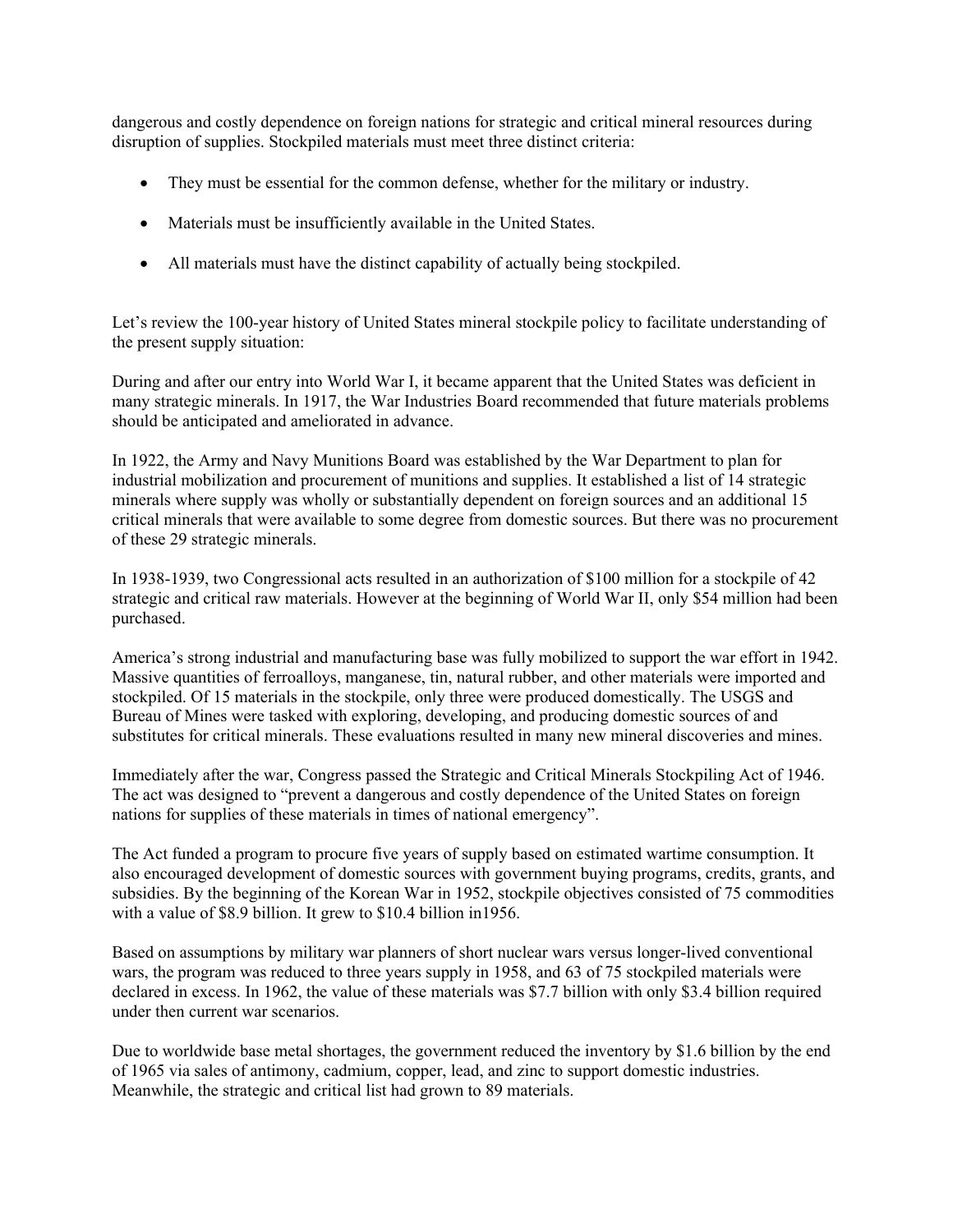dangerous and costly dependence on foreign nations for strategic and critical mineral resources during disruption of supplies. Stockpiled materials must meet three distinct criteria:

- They must be essential for the common defense, whether for the military or industry.
- Materials must be insufficiently available in the United States.
- All materials must have the distinct capability of actually being stockpiled.

Let's review the 100-year history of United States mineral stockpile policy to facilitate understanding of the present supply situation:

During and after our entry into World War I, it became apparent that the United States was deficient in many strategic minerals. In 1917, the War Industries Board recommended that future materials problems should be anticipated and ameliorated in advance.

In 1922, the Army and Navy Munitions Board was established by the War Department to plan for industrial mobilization and procurement of munitions and supplies. It established a list of 14 strategic minerals where supply was wholly or substantially dependent on foreign sources and an additional 15 critical minerals that were available to some degree from domestic sources. But there was no procurement of these 29 strategic minerals.

In 1938-1939, two Congressional acts resulted in an authorization of $100 million for a stockpile of 42 strategic and critical raw materials. However at the beginning of World War II, only $54 million had been purchased.

America's strong industrial and manufacturing base was fully mobilized to support the war effort in 1942. Massive quantities of ferroalloys, manganese, tin, natural rubber, and other materials were imported and stockpiled. Of 15 materials in the stockpile, only three were produced domestically. The USGS and Bureau of Mines were tasked with exploring, developing, and producing domestic sources of and substitutes for critical minerals. These evaluations resulted in many new mineral discoveries and mines.

Immediately after the war, Congress passed the Strategic and Critical Minerals Stockpiling Act of 1946. The act was designed to "prevent a dangerous and costly dependence of the United States on foreign nations for supplies of these materials in times of national emergency".

The Act funded a program to procure five years of supply based on estimated wartime consumption. It also encouraged development of domestic sources with government buying programs, credits, grants, and subsidies. By the beginning of the Korean War in 1952, stockpile objectives consisted of 75 commodities with a value of $8.9 billion. It grew to $10.4 billion in1956.

Based on assumptions by military war planners of short nuclear wars versus longer-lived conventional wars, the program was reduced to three years supply in 1958, and 63 of 75 stockpiled materials were declared in excess. In 1962, the value of these materials was $7.7 billion with only $3.4 billion required under then current war scenarios.

Due to worldwide base metal shortages, the government reduced the inventory by $1.6 billion by the end of 1965 via sales of antimony, cadmium, copper, lead, and zinc to support domestic industries. Meanwhile, the strategic and critical list had grown to 89 materials.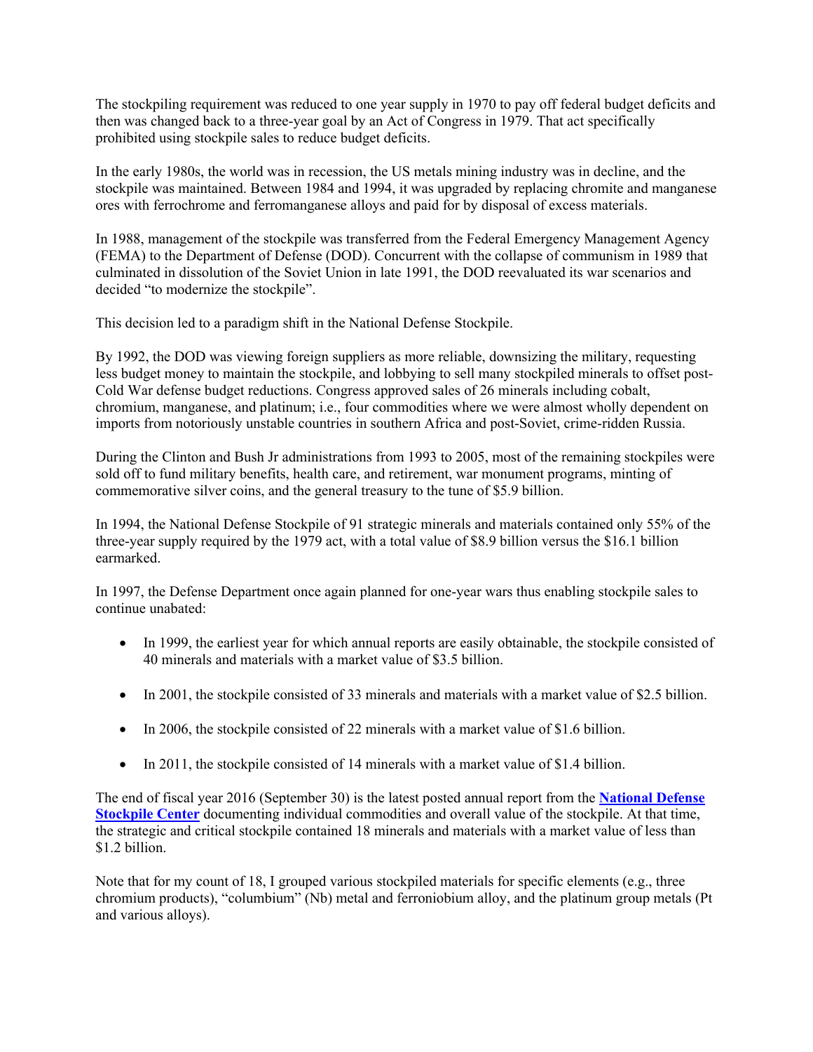The stockpiling requirement was reduced to one year supply in 1970 to pay off federal budget deficits and then was changed back to a three-year goal by an Act of Congress in 1979. That act specifically prohibited using stockpile sales to reduce budget deficits.

In the early 1980s, the world was in recession, the US metals mining industry was in decline, and the stockpile was maintained. Between 1984 and 1994, it was upgraded by replacing chromite and manganese ores with ferrochrome and ferromanganese alloys and paid for by disposal of excess materials.

In 1988, management of the stockpile was transferred from the Federal Emergency Management Agency (FEMA) to the Department of Defense (DOD). Concurrent with the collapse of communism in 1989 that culminated in dissolution of the Soviet Union in late 1991, the DOD reevaluated its war scenarios and decided "to modernize the stockpile".

This decision led to a paradigm shift in the National Defense Stockpile.

By 1992, the DOD was viewing foreign suppliers as more reliable, downsizing the military, requesting less budget money to maintain the stockpile, and lobbying to sell many stockpiled minerals to offset post-Cold War defense budget reductions. Congress approved sales of 26 minerals including cobalt, chromium, manganese, and platinum; i.e., four commodities where we were almost wholly dependent on imports from notoriously unstable countries in southern Africa and post-Soviet, crime-ridden Russia.

During the Clinton and Bush Jr administrations from 1993 to 2005, most of the remaining stockpiles were sold off to fund military benefits, health care, and retirement, war monument programs, minting of commemorative silver coins, and the general treasury to the tune of $5.9 billion.

In 1994, the National Defense Stockpile of 91 strategic minerals and materials contained only 55% of the three-year supply required by the 1979 act, with a total value of $8.9 billion versus the $16.1 billion earmarked.

In 1997, the Defense Department once again planned for one-year wars thus enabling stockpile sales to continue unabated:

- In 1999, the earliest year for which annual reports are easily obtainable, the stockpile consisted of 40 minerals and materials with a market value of $3.5 billion.
- In 2001, the stockpile consisted of 33 minerals and materials with a market value of $2.5 billion.
- In 2006, the stockpile consisted of 22 minerals with a market value of $1.6 billion.
- In 2011, the stockpile consisted of 14 minerals with a market value of $1.4 billion.

The end of fiscal year 2016 (September 30) is the latest posted annual report from the **National Defense Stockpile Center** documenting individual commodities and overall value of the stockpile. At that time, the strategic and critical stockpile contained 18 minerals and materials with a market value of less than $1.2 billion.

Note that for my count of 18, I grouped various stockpiled materials for specific elements (e.g., three chromium products), "columbium" (Nb) metal and ferroniobium alloy, and the platinum group metals (Pt and various alloys).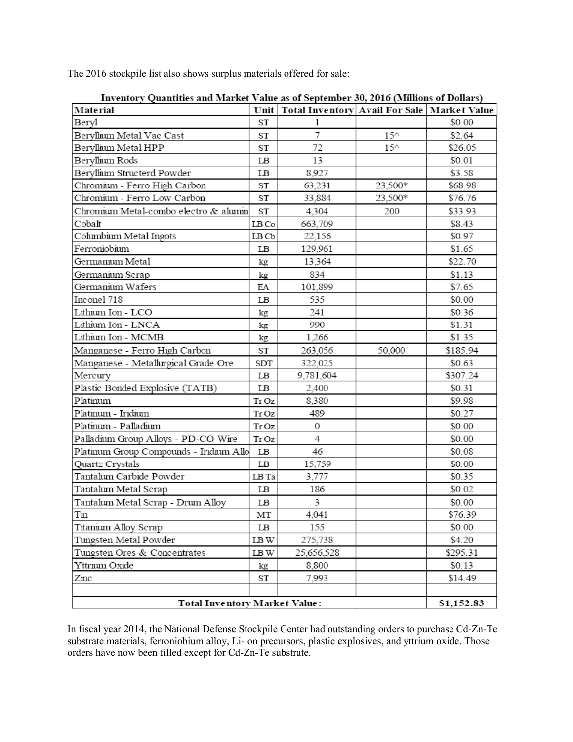The 2016 stockpile list also shows surplus materials offered for sale:

**Inventory Quantities and Market Value as of September 30, 2016 (Millions of Dollars)**

| Material | Unit | Total Inventory | Avail For Sale | Market Value |
|---|---|---|---|---|
| Beryl | ST | 1 | | $0.00 |
| Beryllium Metal Vac Cast | ST | 7 | 15^ | $2.64 |
| Beryllium Metal HPP | ST | 72 | 15^ | $26.05 |
| Beryllium Rods | LB | 13 | | $0.01 |
| Beryllium Structerd Powder | LB | 8,927 | | $3.58 |
| Chromium - Ferro High Carbon | ST | 63,231 | 23,500* | $68.98 |
| Chromium - Ferro Low Carbon | ST | 33,884 | 23,500* | $76.76 |
| Chromium Metal-combo electro & alumin | ST | 4,304 | 200 | $33.93 |
| Cobalt | LB Co | 663,709 | | $8.43 |
| Columbium Metal Ingots | LB Cb | 22,156 | | $0.97 |
| Ferroniobium | LB | 129,961 | | $1.65 |
| Germanium Metal | kg | 13,364 | | $22.70 |
| Germanium Scrap | kg | 834 | | $1.13 |
| Germanium Wafers | EA | 101,899 | | $7.65 |
| Inconel 718 | LB | 535 | | $0.00 |
| Lithium Ion - LCO | kg | 241 | | $0.36 |
| Lithium Ion - LNCA | kg | 990 | | $1.31 |
| Lithium Ion - MCMB | kg | 1,266 | | $1.35 |
| Manganese - Ferro High Carbon | ST | 263,056 | 50,000 | $185.94 |
| Manganese - Metallurgical Grade Ore | SDT | 322,025 | | $0.63 |
| Mercury | LB | 9,781,604 | | $307.24 |
| Plastic Bonded Explosive (TATB) | LB | 2,400 | | $0.31 |
| Platinum | Tr Oz | 8,380 | | $9.98 |
| Platinum - Iridium | Tr Oz | 489 | | $0.27 |
| Platinum - Palladium | Tr Oz | 0 | | $0.00 |
| Palladium Group Alloys - PD-CO Wire | Tr Oz | 4 | | $0.00 |
| Platinum Group Compounds - Iridium Allo | LB | 46 | | $0.08 |
| Quartz Crystals | LB | 15,759 | | $0.00 |
| Tantalum Carbide Powder | LB Ta | 3,777 | | $0.35 |
| Tantalum Metal Scrap | LB | 186 | | $0.02 |
| Tantalum Metal Scrap - Drum Alloy | LB | 3 | | $0.00 |
| Tin | MT | 4,041 | | $76.39 |
| Titanium Alloy Scrap | LB | 155 | | $0.00 |
| Tungsten Metal Powder | LB W | 275,738 | | $4.20 |
| Tungsten Ores & Concentrates | LB W | 25,656,528 | | $295.31 |
| Yttrium Oxide | kg | 8,800 | | $0.13 |
| Zinc | ST | 7,993 | | $14.49 |
| | | | | |
| **Total Inventory Market Value:** | | | | **$1,152.83** |

In fiscal year 2014, the National Defense Stockpile Center had outstanding orders to purchase Cd-Zn-Te substrate materials, ferroniobium alloy, Li-ion precursors, plastic explosives, and yttrium oxide. Those orders have now been filled except for Cd-Zn-Te substrate.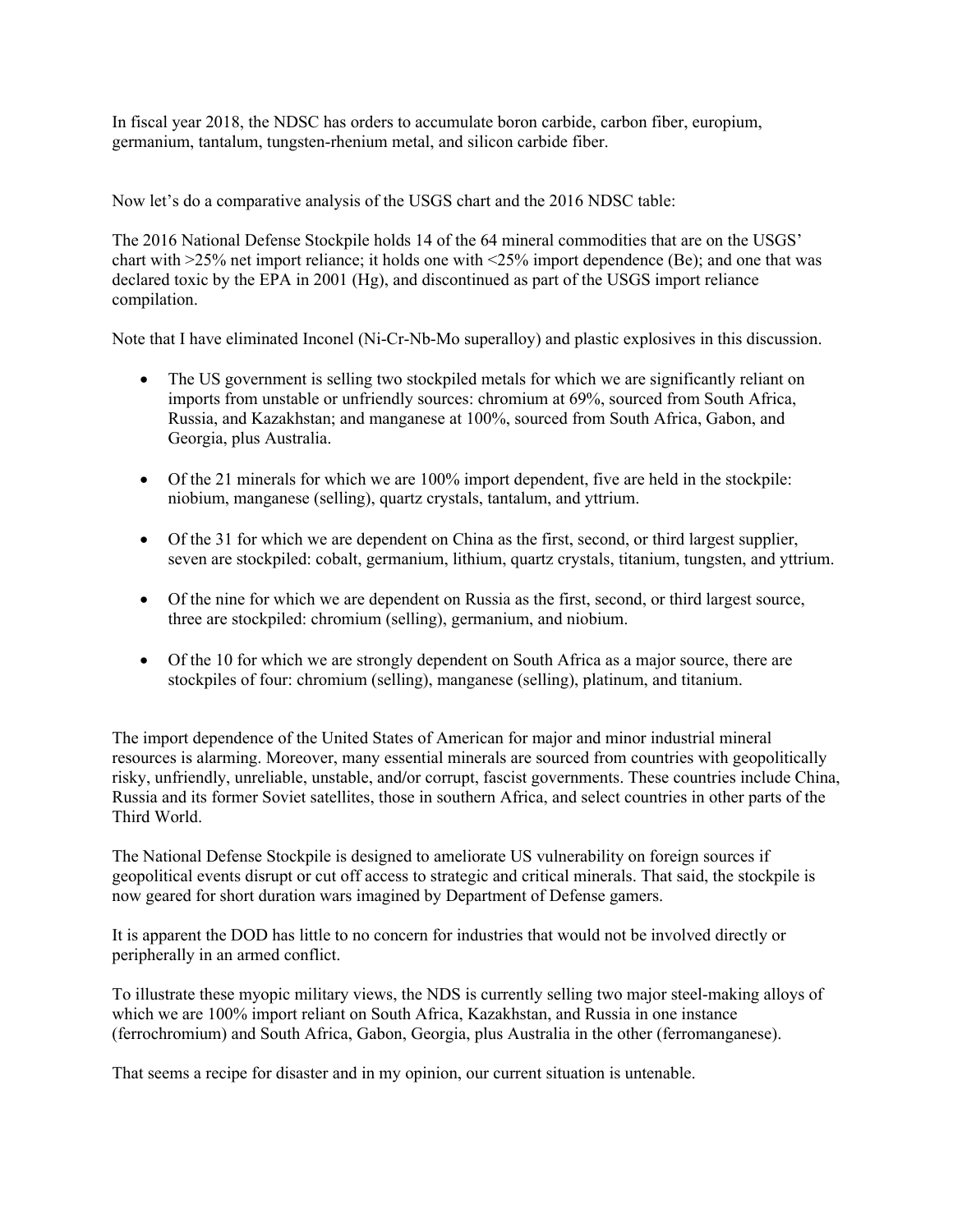In fiscal year 2018, the NDSC has orders to accumulate boron carbide, carbon fiber, europium, germanium, tantalum, tungsten-rhenium metal, and silicon carbide fiber.

Now let's do a comparative analysis of the USGS chart and the 2016 NDSC table:

The 2016 National Defense Stockpile holds 14 of the 64 mineral commodities that are on the USGS' chart with >25% net import reliance; it holds one with <25% import dependence (Be); and one that was declared toxic by the EPA in 2001 (Hg), and discontinued as part of the USGS import reliance compilation.

Note that I have eliminated Inconel (Ni-Cr-Nb-Mo superalloy) and plastic explosives in this discussion.

- The US government is selling two stockpiled metals for which we are significantly reliant on imports from unstable or unfriendly sources: chromium at 69%, sourced from South Africa, Russia, and Kazakhstan; and manganese at 100%, sourced from South Africa, Gabon, and Georgia, plus Australia.

- Of the 21 minerals for which we are 100% import dependent, five are held in the stockpile: niobium, manganese (selling), quartz crystals, tantalum, and yttrium.

- Of the 31 for which we are dependent on China as the first, second, or third largest supplier, seven are stockpiled: cobalt, germanium, lithium, quartz crystals, titanium, tungsten, and yttrium.

- Of the nine for which we are dependent on Russia as the first, second, or third largest source, three are stockpiled: chromium (selling), germanium, and niobium.

- Of the 10 for which we are strongly dependent on South Africa as a major source, there are stockpiles of four: chromium (selling), manganese (selling), platinum, and titanium.

The import dependence of the United States of American for major and minor industrial mineral resources is alarming. Moreover, many essential minerals are sourced from countries with geopolitically risky, unfriendly, unreliable, unstable, and/or corrupt, fascist governments. These countries include China, Russia and its former Soviet satellites, those in southern Africa, and select countries in other parts of the Third World.

The National Defense Stockpile is designed to ameliorate US vulnerability on foreign sources if geopolitical events disrupt or cut off access to strategic and critical minerals. That said, the stockpile is now geared for short duration wars imagined by Department of Defense gamers.

It is apparent the DOD has little to no concern for industries that would not be involved directly or peripherally in an armed conflict.

To illustrate these myopic military views, the NDS is currently selling two major steel-making alloys of which we are 100% import reliant on South Africa, Kazakhstan, and Russia in one instance (ferrochromium) and South Africa, Gabon, Georgia, plus Australia in the other (ferromanganese).

That seems a recipe for disaster and in my opinion, our current situation is untenable.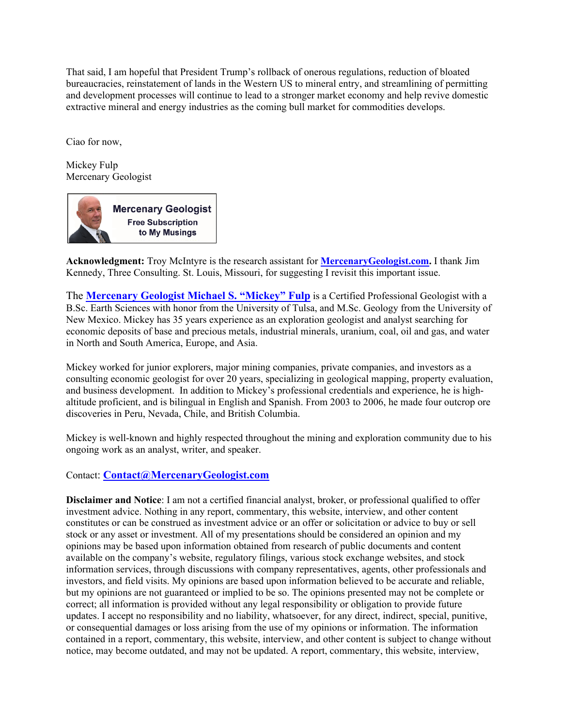That said, I am hopeful that President Trump's rollback of onerous regulations, reduction of bloated bureaucracies, reinstatement of lands in the Western US to mineral entry, and streamlining of permitting and development processes will continue to lead to a stronger market economy and help revive domestic extractive mineral and energy industries as the coming bull market for commodities develops.

Ciao for now,

Mickey Fulp
Mercenary Geologist

**Mercenary Geologist**
**Free Subscription to My Musings**

**Acknowledgment:** Troy McIntyre is the research assistant for **MercenaryGeologist.com.** I thank Jim Kennedy, Three Consulting. St. Louis, Missouri, for suggesting I revisit this important issue.

The **Mercenary Geologist Michael S. "Mickey" Fulp** is a Certified Professional Geologist with a B.Sc. Earth Sciences with honor from the University of Tulsa, and M.Sc. Geology from the University of New Mexico. Mickey has 35 years experience as an exploration geologist and analyst searching for economic deposits of base and precious metals, industrial minerals, uranium, coal, oil and gas, and water in North and South America, Europe, and Asia.

Mickey worked for junior explorers, major mining companies, private companies, and investors as a consulting economic geologist for over 20 years, specializing in geological mapping, property evaluation, and business development. In addition to Mickey's professional credentials and experience, he is high-altitude proficient, and is bilingual in English and Spanish. From 2003 to 2006, he made four outcrop ore discoveries in Peru, Nevada, Chile, and British Columbia.

Mickey is well-known and highly respected throughout the mining and exploration community due to his ongoing work as an analyst, writer, and speaker.

Contact: **Contact@MercenaryGeologist.com**

**Disclaimer and Notice**: I am not a certified financial analyst, broker, or professional qualified to offer investment advice. Nothing in any report, commentary, this website, interview, and other content constitutes or can be construed as investment advice or an offer or solicitation or advice to buy or sell stock or any asset or investment. All of my presentations should be considered an opinion and my opinions may be based upon information obtained from research of public documents and content available on the company's website, regulatory filings, various stock exchange websites, and stock information services, through discussions with company representatives, agents, other professionals and investors, and field visits. My opinions are based upon information believed to be accurate and reliable, but my opinions are not guaranteed or implied to be so. The opinions presented may not be complete or correct; all information is provided without any legal responsibility or obligation to provide future updates. I accept no responsibility and no liability, whatsoever, for any direct, indirect, special, punitive, or consequential damages or loss arising from the use of my opinions or information. The information contained in a report, commentary, this website, interview, and other content is subject to change without notice, may become outdated, and may not be updated. A report, commentary, this website, interview,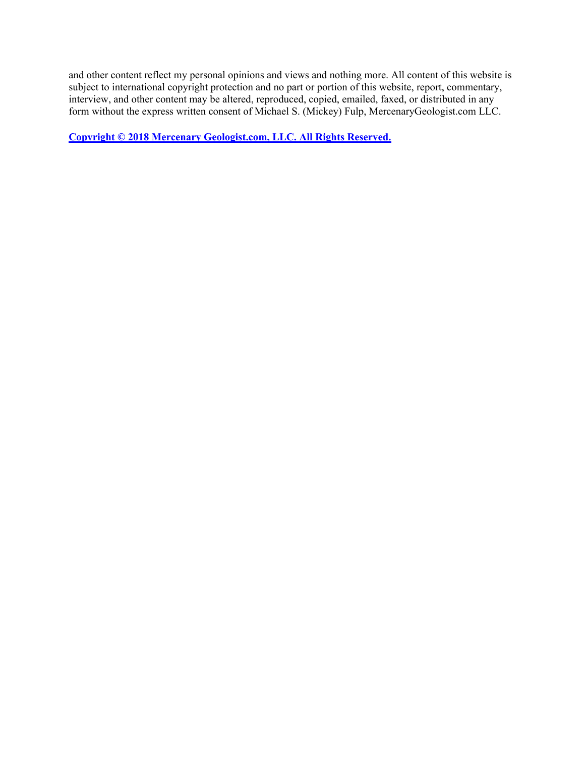and other content reflect my personal opinions and views and nothing more. All content of this website is subject to international copyright protection and no part or portion of this website, report, commentary, interview, and other content may be altered, reproduced, copied, emailed, faxed, or distributed in any form without the express written consent of Michael S. (Mickey) Fulp, MercenaryGeologist.com LLC.

**Copyright © 2018 Mercenary Geologist.com, LLC. All Rights Reserved.**